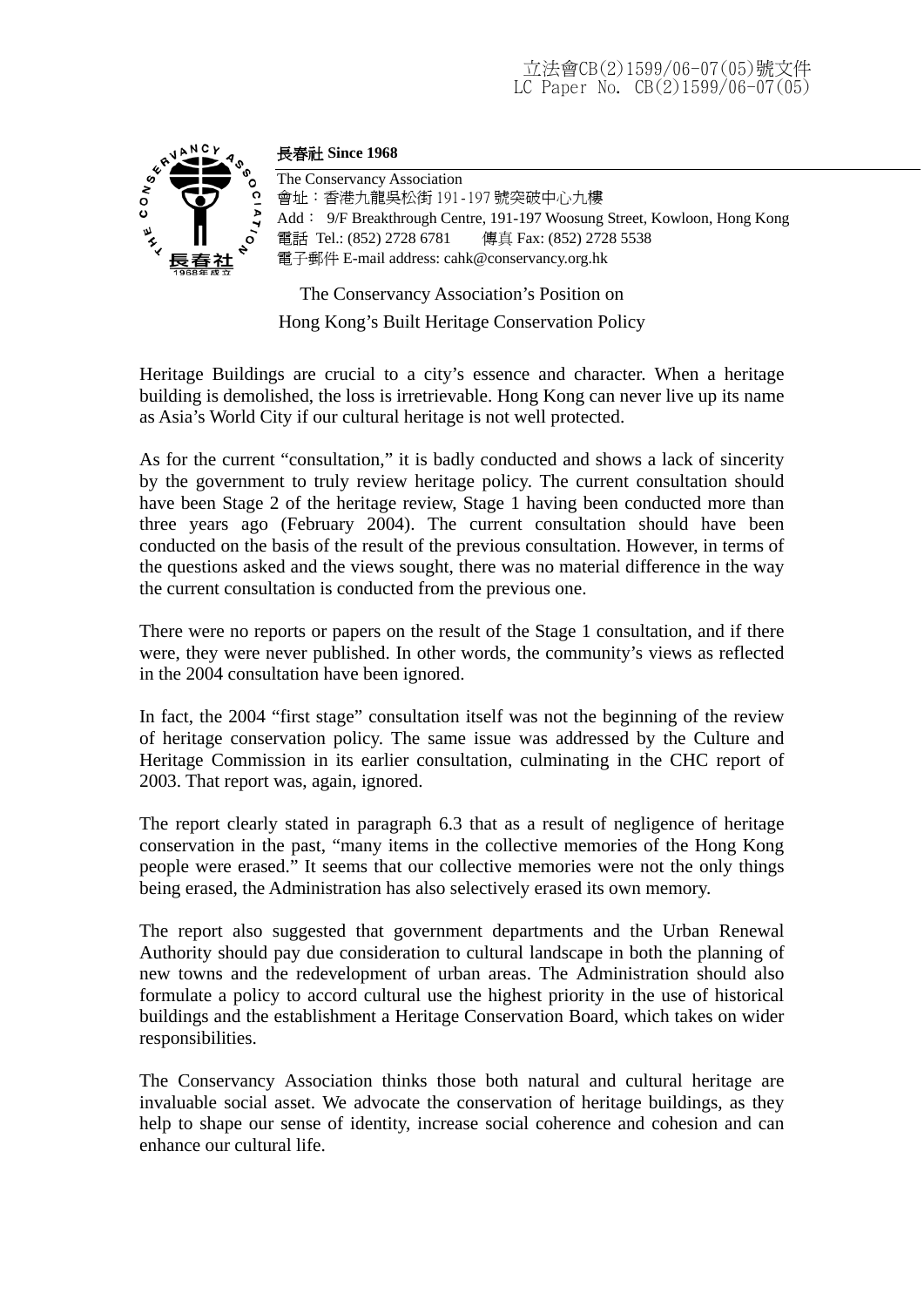立法會CB(2)1599/06-07(05)號文件
LC Paper No. CB(2)1599/06-07(05)

**長春社 Since 1968**

The Conservancy Association
會址：香港九龍吳松街 191-197 號突破中心九樓
Add： 9/F Breakthrough Centre, 191-197 Woosung Street, Kowloon, Hong Kong
電話 Tel.: (852) 2728 6781 傳真 Fax: (852) 2728 5538
電子郵件 E-mail address: cahk@conservancy.org.hk

The Conservancy Association's Position on
Hong Kong's Built Heritage Conservation Policy

Heritage Buildings are crucial to a city's essence and character. When a heritage building is demolished, the loss is irretrievable. Hong Kong can never live up its name as Asia's World City if our cultural heritage is not well protected.

As for the current "consultation," it is badly conducted and shows a lack of sincerity by the government to truly review heritage policy. The current consultation should have been Stage 2 of the heritage review, Stage 1 having been conducted more than three years ago (February 2004). The current consultation should have been conducted on the basis of the result of the previous consultation. However, in terms of the questions asked and the views sought, there was no material difference in the way the current consultation is conducted from the previous one.

There were no reports or papers on the result of the Stage 1 consultation, and if there were, they were never published. In other words, the community's views as reflected in the 2004 consultation have been ignored.

In fact, the 2004 "first stage" consultation itself was not the beginning of the review of heritage conservation policy. The same issue was addressed by the Culture and Heritage Commission in its earlier consultation, culminating in the CHC report of 2003. That report was, again, ignored.

The report clearly stated in paragraph 6.3 that as a result of negligence of heritage conservation in the past, "many items in the collective memories of the Hong Kong people were erased." It seems that our collective memories were not the only things being erased, the Administration has also selectively erased its own memory.

The report also suggested that government departments and the Urban Renewal Authority should pay due consideration to cultural landscape in both the planning of new towns and the redevelopment of urban areas. The Administration should also formulate a policy to accord cultural use the highest priority in the use of historical buildings and the establishment a Heritage Conservation Board, which takes on wider responsibilities.

The Conservancy Association thinks those both natural and cultural heritage are invaluable social asset. We advocate the conservation of heritage buildings, as they help to shape our sense of identity, increase social coherence and cohesion and can enhance our cultural life.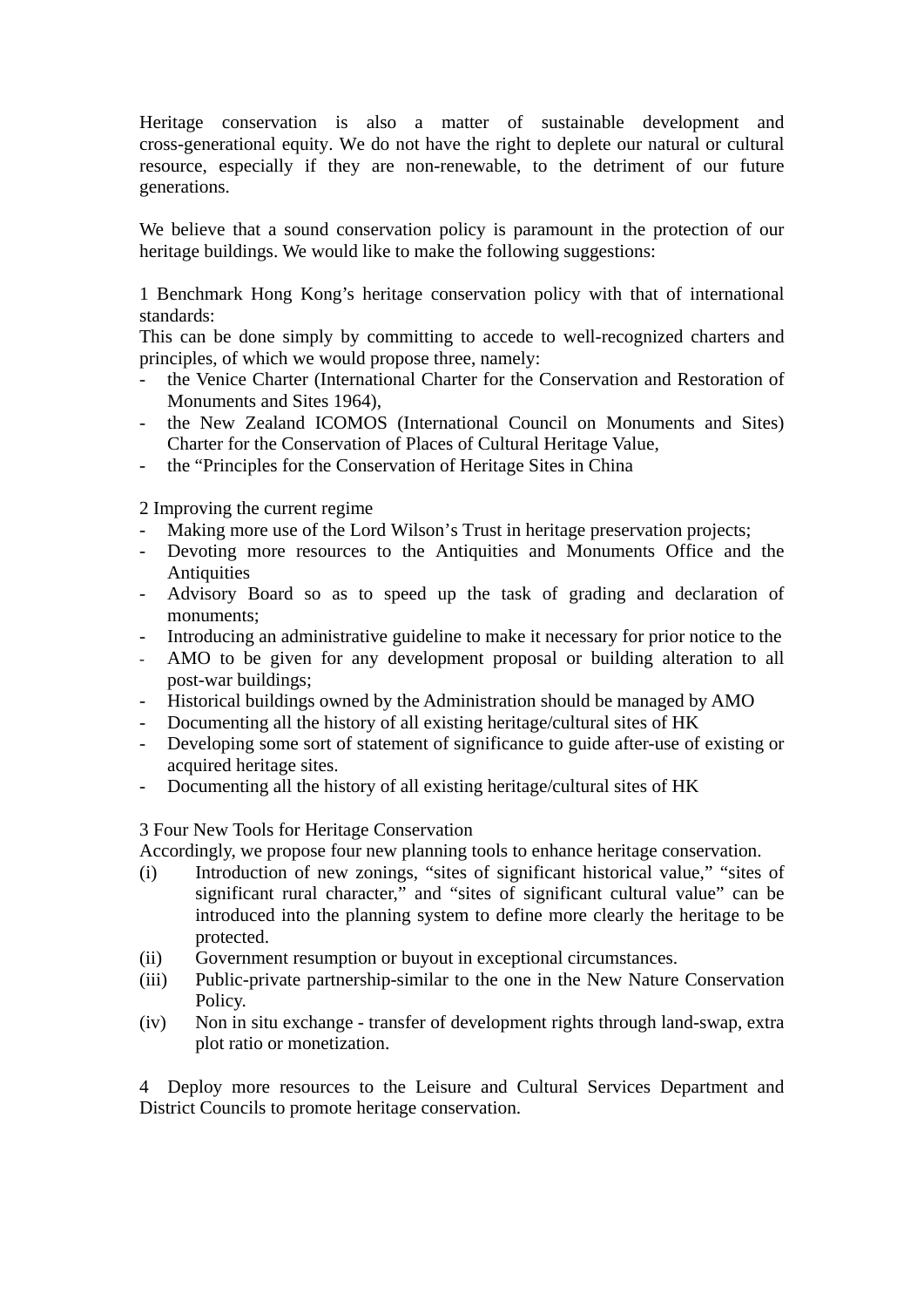Heritage conservation is also a matter of sustainable development and cross-generational equity. We do not have the right to deplete our natural or cultural resource, especially if they are non-renewable, to the detriment of our future generations.

We believe that a sound conservation policy is paramount in the protection of our heritage buildings. We would like to make the following suggestions:

1 Benchmark Hong Kong's heritage conservation policy with that of international standards:
This can be done simply by committing to accede to well-recognized charters and principles, of which we would propose three, namely:
- the Venice Charter (International Charter for the Conservation and Restoration of Monuments and Sites 1964),
- the New Zealand ICOMOS (International Council on Monuments and Sites) Charter for the Conservation of Places of Cultural Heritage Value,
- the "Principles for the Conservation of Heritage Sites in China

2 Improving the current regime
- Making more use of the Lord Wilson's Trust in heritage preservation projects;
- Devoting more resources to the Antiquities and Monuments Office and the Antiquities
- Advisory Board so as to speed up the task of grading and declaration of monuments;
- Introducing an administrative guideline to make it necessary for prior notice to the
- AMO to be given for any development proposal or building alteration to all post-war buildings;
- Historical buildings owned by the Administration should be managed by AMO
- Documenting all the history of all existing heritage/cultural sites of HK
- Developing some sort of statement of significance to guide after-use of existing or acquired heritage sites.
- Documenting all the history of all existing heritage/cultural sites of HK

3 Four New Tools for Heritage Conservation
Accordingly, we propose four new planning tools to enhance heritage conservation.
(i) Introduction of new zonings, "sites of significant historical value," "sites of significant rural character," and "sites of significant cultural value" can be introduced into the planning system to define more clearly the heritage to be protected.
(ii) Government resumption or buyout in exceptional circumstances.
(iii) Public-private partnership-similar to the one in the New Nature Conservation Policy.
(iv) Non in situ exchange - transfer of development rights through land-swap, extra plot ratio or monetization.

4 Deploy more resources to the Leisure and Cultural Services Department and District Councils to promote heritage conservation.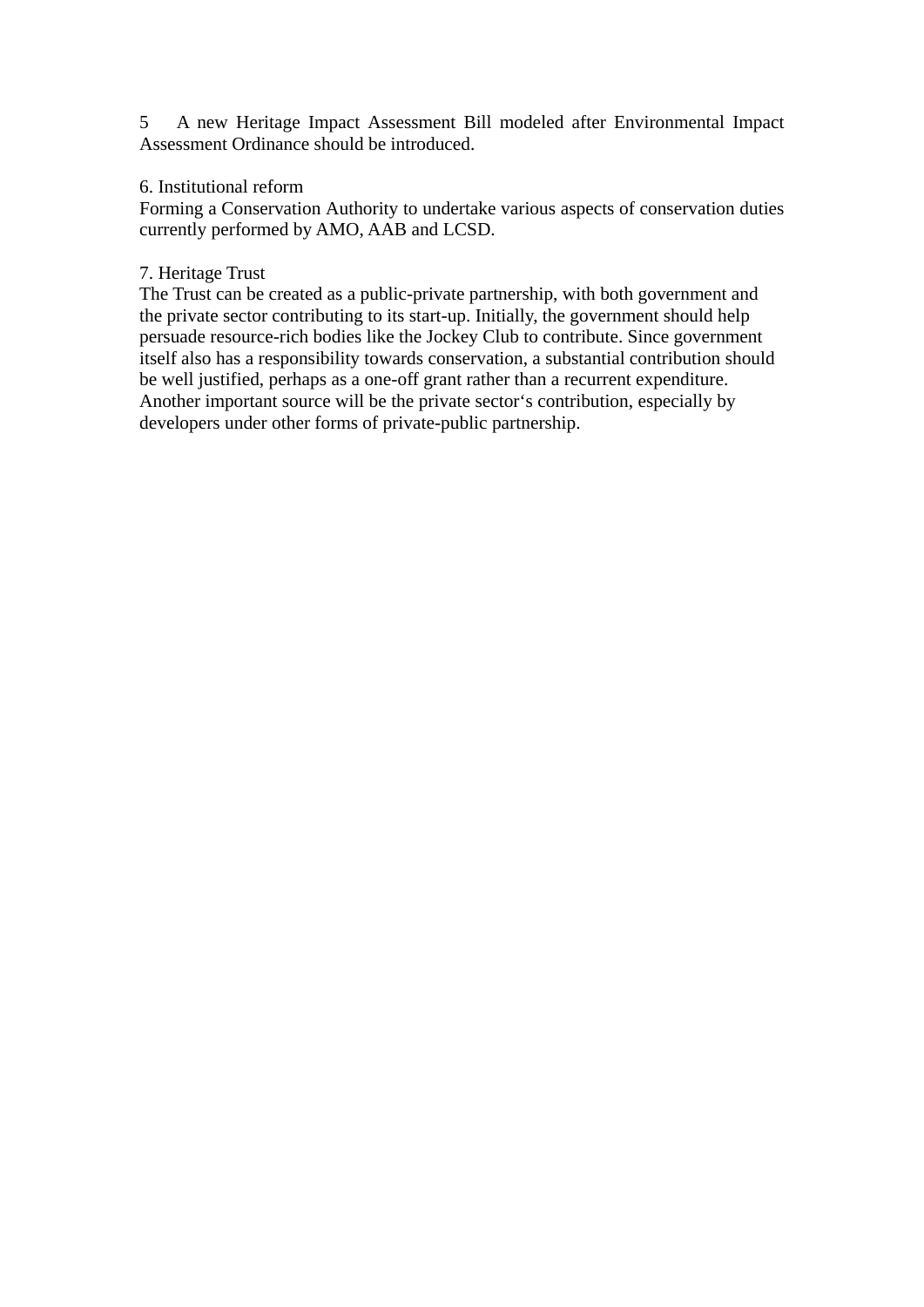5 A new Heritage Impact Assessment Bill modeled after Environmental Impact Assessment Ordinance should be introduced.

6. Institutional reform

Forming a Conservation Authority to undertake various aspects of conservation duties currently performed by AMO, AAB and LCSD.

7. Heritage Trust

The Trust can be created as a public-private partnership, with both government and the private sector contributing to its start-up. Initially, the government should help persuade resource-rich bodies like the Jockey Club to contribute. Since government itself also has a responsibility towards conservation, a substantial contribution should be well justified, perhaps as a one-off grant rather than a recurrent expenditure. Another important source will be the private sector's contribution, especially by developers under other forms of private-public partnership.